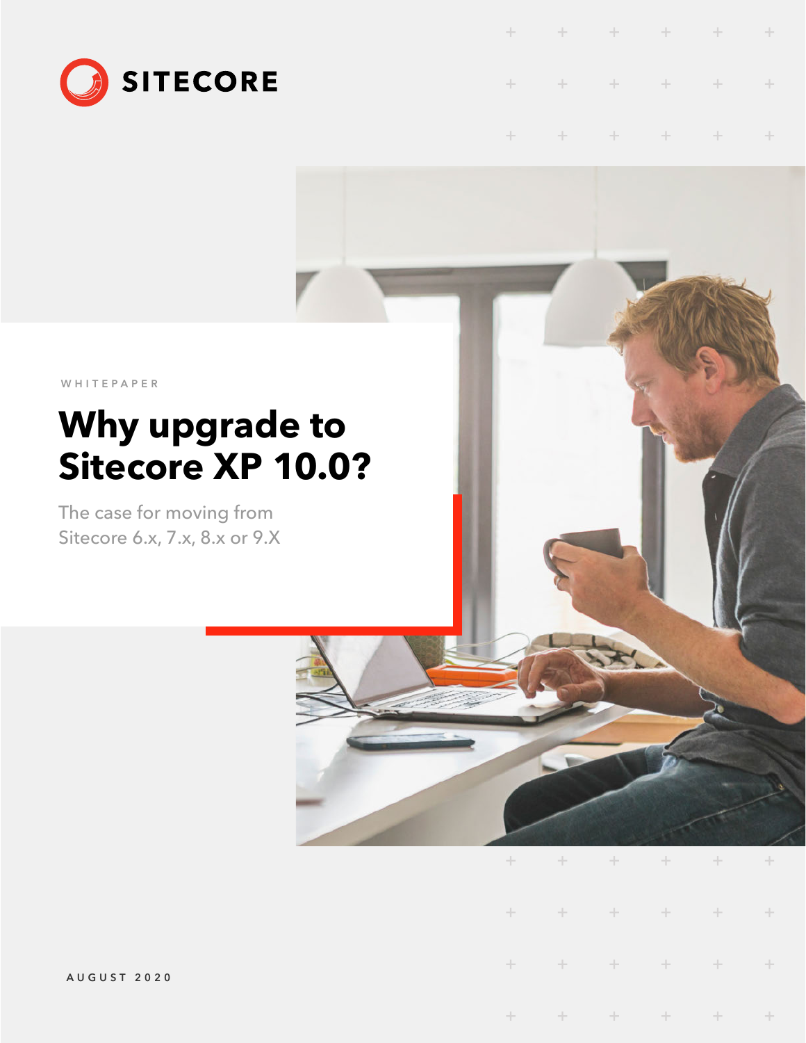SITECORE

WHITEPAPER

# Why upgrade to Sitecore XP 10.0?

The case for moving from Sitecore 6.x, 7.x, 8.x or 9.X

AUGUST 2020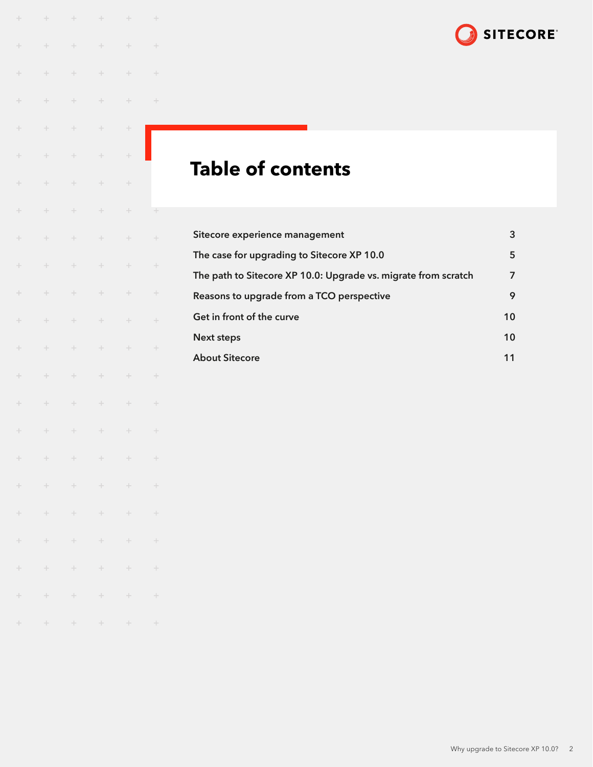# Table of contents

| | |
|---|---|
| Sitecore experience management | 3 |
| The case for upgrading to Sitecore XP 10.0 | 5 |
| The path to Sitecore XP 10.0: Upgrade vs. migrate from scratch | 7 |
| Reasons to upgrade from a TCO perspective | 9 |
| Get in front of the curve | 10 |
| Next steps | 10 |
| About Sitecore | 11 |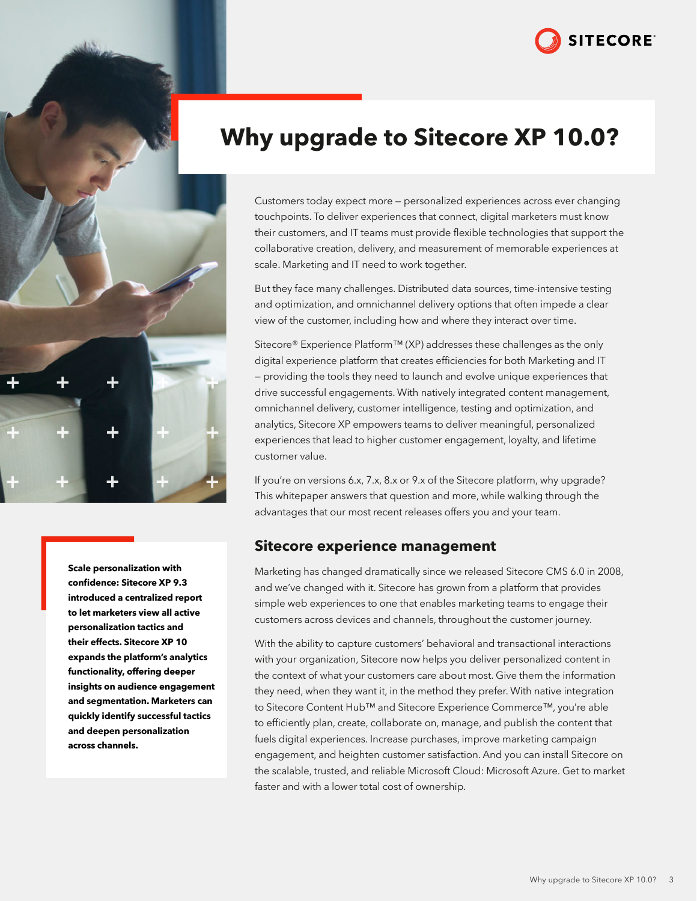# Why upgrade to Sitecore XP 10.0?

Customers today expect more – personalized experiences across ever changing touchpoints. To deliver experiences that connect, digital marketers must know their customers, and IT teams must provide flexible technologies that support the collaborative creation, delivery, and measurement of memorable experiences at scale. Marketing and IT need to work together.

But they face many challenges. Distributed data sources, time-intensive testing and optimization, and omnichannel delivery options that often impede a clear view of the customer, including how and where they interact over time.

Sitecore® Experience Platform™ (XP) addresses these challenges as the only digital experience platform that creates efficiencies for both Marketing and IT – providing the tools they need to launch and evolve unique experiences that drive successful engagements. With natively integrated content management, omnichannel delivery, customer intelligence, testing and optimization, and analytics, Sitecore XP empowers teams to deliver meaningful, personalized experiences that lead to higher customer engagement, loyalty, and lifetime customer value.

If you're on versions 6.x, 7.x, 8.x or 9.x of the Sitecore platform, why upgrade? This whitepaper answers that question and more, while walking through the advantages that our most recent releases offers you and your team.

**Scale personalization with confidence: Sitecore XP 9.3 introduced a centralized report to let marketers view all active personalization tactics and their effects. Sitecore XP 10 expands the platform's analytics functionality, offering deeper insights on audience engagement and segmentation. Marketers can quickly identify successful tactics and deepen personalization across channels.**

## Sitecore experience management

Marketing has changed dramatically since we released Sitecore CMS 6.0 in 2008, and we've changed with it. Sitecore has grown from a platform that provides simple web experiences to one that enables marketing teams to engage their customers across devices and channels, throughout the customer journey.

With the ability to capture customers' behavioral and transactional interactions with your organization, Sitecore now helps you deliver personalized content in the context of what your customers care about most. Give them the information they need, when they want it, in the method they prefer. With native integration to Sitecore Content Hub™ and Sitecore Experience Commerce™, you're able to efficiently plan, create, collaborate on, manage, and publish the content that fuels digital experiences. Increase purchases, improve marketing campaign engagement, and heighten customer satisfaction. And you can install Sitecore on the scalable, trusted, and reliable Microsoft Cloud: Microsoft Azure. Get to market faster and with a lower total cost of ownership.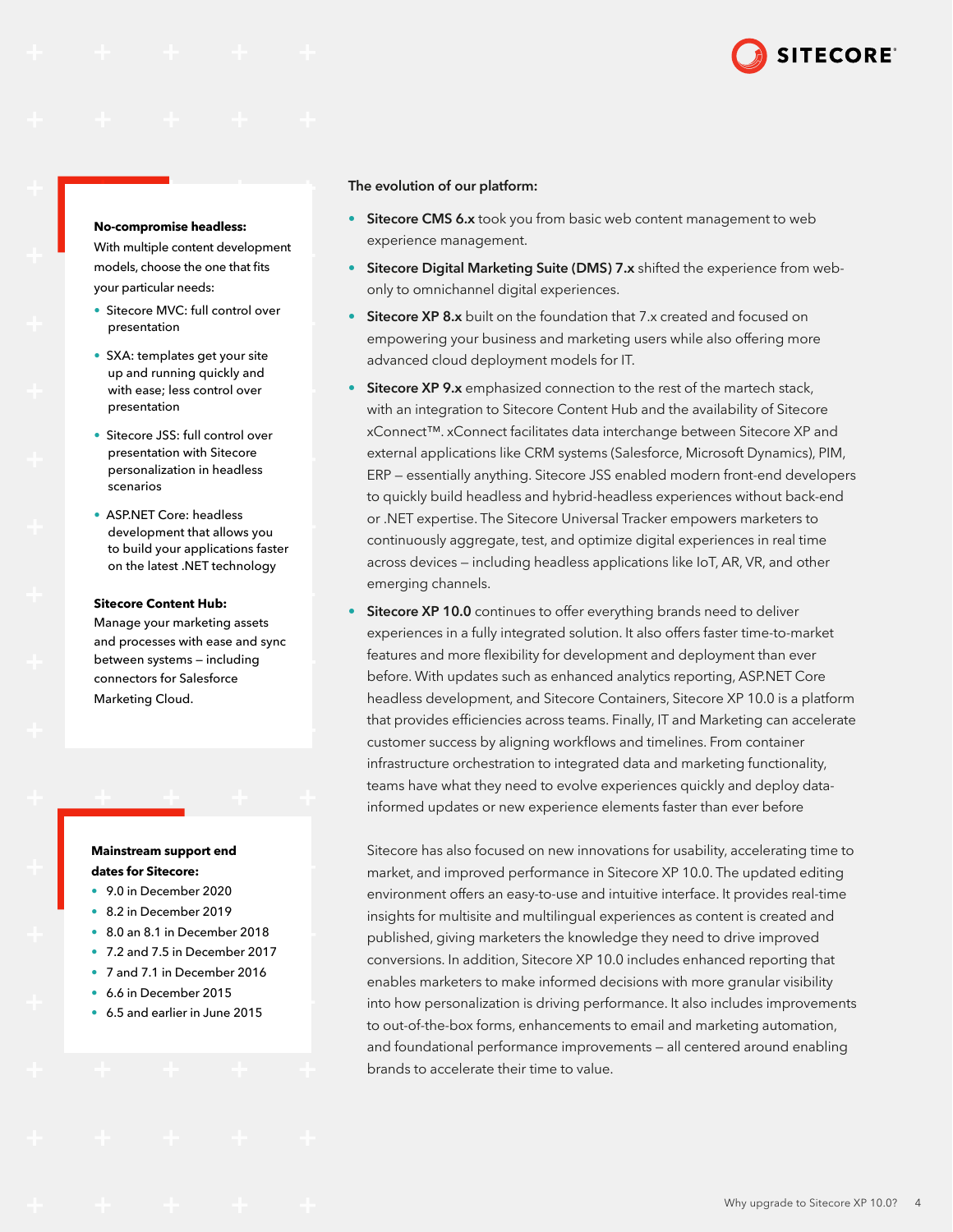**No-compromise headless:**
With multiple content development models, choose the one that fits your particular needs:

- Sitecore MVC: full control over presentation
- SXA: templates get your site up and running quickly and with ease; less control over presentation
- Sitecore JSS: full control over presentation with Sitecore personalization in headless scenarios
- ASP.NET Core: headless development that allows you to build your applications faster on the latest .NET technology

**Sitecore Content Hub:**
Manage your marketing assets and processes with ease and sync between systems – including connectors for Salesforce Marketing Cloud.

**Mainstream support end dates for Sitecore:**

- 9.0 in December 2020
- 8.2 in December 2019
- 8.0 an 8.1 in December 2018
- 7.2 and 7.5 in December 2017
- 7 and 7.1 in December 2016
- 6.6 in December 2015
- 6.5 and earlier in June 2015

**The evolution of our platform:**

- **Sitecore CMS 6.x** took you from basic web content management to web experience management.
- **Sitecore Digital Marketing Suite (DMS) 7.x** shifted the experience from web-only to omnichannel digital experiences.
- **Sitecore XP 8.x** built on the foundation that 7.x created and focused on empowering your business and marketing users while also offering more advanced cloud deployment models for IT.
- **Sitecore XP 9.x** emphasized connection to the rest of the martech stack, with an integration to Sitecore Content Hub and the availability of Sitecore xConnect™. xConnect facilitates data interchange between Sitecore XP and external applications like CRM systems (Salesforce, Microsoft Dynamics), PIM, ERP – essentially anything. Sitecore JSS enabled modern front-end developers to quickly build headless and hybrid-headless experiences without back-end or .NET expertise. The Sitecore Universal Tracker empowers marketers to continuously aggregate, test, and optimize digital experiences in real time across devices – including headless applications like IoT, AR, VR, and other emerging channels.
- **Sitecore XP 10.0** continues to offer everything brands need to deliver experiences in a fully integrated solution. It also offers faster time-to-market features and more flexibility for development and deployment than ever before. With updates such as enhanced analytics reporting, ASP.NET Core headless development, and Sitecore Containers, Sitecore XP 10.0 is a platform that provides efficiencies across teams. Finally, IT and Marketing can accelerate customer success by aligning workflows and timelines. From container infrastructure orchestration to integrated data and marketing functionality, teams have what they need to evolve experiences quickly and deploy data-informed updates or new experience elements faster than ever before

  Sitecore has also focused on new innovations for usability, accelerating time to market, and improved performance in Sitecore XP 10.0. The updated editing environment offers an easy-to-use and intuitive interface. It provides real-time insights for multisite and multilingual experiences as content is created and published, giving marketers the knowledge they need to drive improved conversions. In addition, Sitecore XP 10.0 includes enhanced reporting that enables marketers to make informed decisions with more granular visibility into how personalization is driving performance. It also includes improvements to out-of-the-box forms, enhancements to email and marketing automation, and foundational performance improvements – all centered around enabling brands to accelerate their time to value.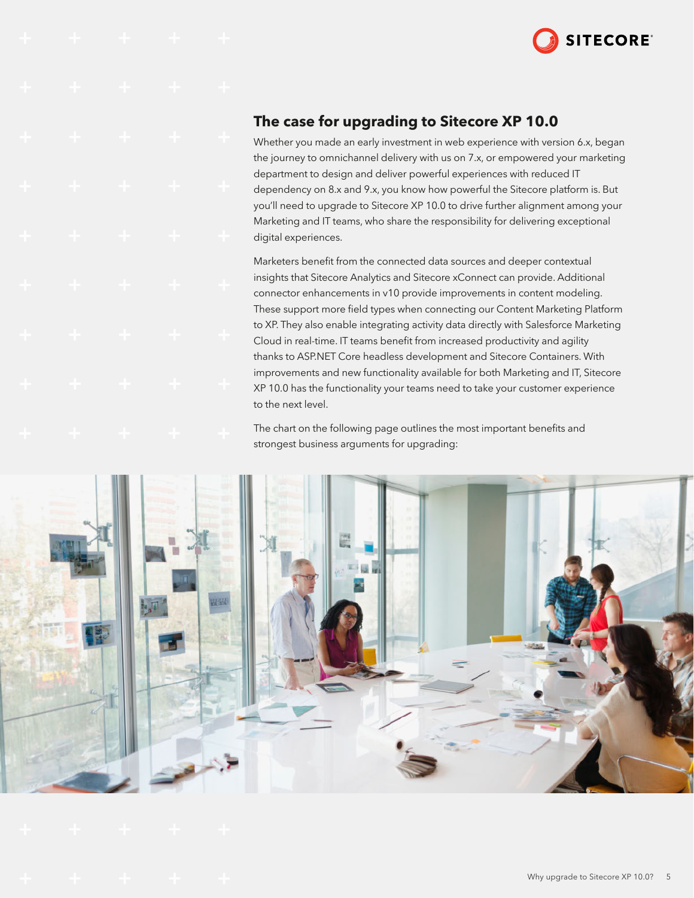## The case for upgrading to Sitecore XP 10.0

Whether you made an early investment in web experience with version 6.x, began the journey to omnichannel delivery with us on 7.x, or empowered your marketing department to design and deliver powerful experiences with reduced IT dependency on 8.x and 9.x, you know how powerful the Sitecore platform is. But you'll need to upgrade to Sitecore XP 10.0 to drive further alignment among your Marketing and IT teams, who share the responsibility for delivering exceptional digital experiences.

Marketers benefit from the connected data sources and deeper contextual insights that Sitecore Analytics and Sitecore xConnect can provide. Additional connector enhancements in v10 provide improvements in content modeling. These support more field types when connecting our Content Marketing Platform to XP. They also enable integrating activity data directly with Salesforce Marketing Cloud in real-time. IT teams benefit from increased productivity and agility thanks to ASP.NET Core headless development and Sitecore Containers. With improvements and new functionality available for both Marketing and IT, Sitecore XP 10.0 has the functionality your teams need to take your customer experience to the next level.

The chart on the following page outlines the most important benefits and strongest business arguments for upgrading: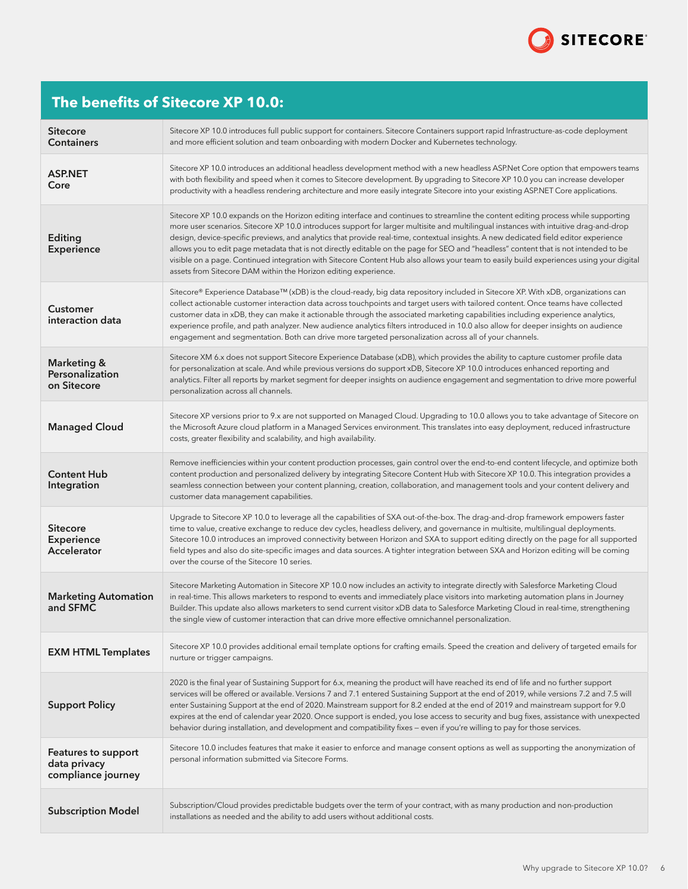## The benefits of Sitecore XP 10.0:

| | |
|---|---|
| **Sitecore Containers** | Sitecore XP 10.0 introduces full public support for containers. Sitecore Containers support rapid Infrastructure-as-code deployment and more efficient solution and team onboarding with modern Docker and Kubernetes technology. |
| **ASP.NET Core** | Sitecore XP 10.0 introduces an additional headless development method with a new headless ASP.Net Core option that empowers teams with both flexibility and speed when it comes to Sitecore development. By upgrading to Sitecore XP 10.0 you can increase developer productivity with a headless rendering architecture and more easily integrate Sitecore into your existing ASP.NET Core applications. |
| **Editing Experience** | Sitecore XP 10.0 expands on the Horizon editing interface and continues to streamline the content editing process while supporting more user scenarios. Sitecore XP 10.0 introduces support for larger multisite and multilingual instances with intuitive drag-and-drop design, device-specific previews, and analytics that provide real-time, contextual insights. A new dedicated field editor experience allows you to edit page metadata that is not directly editable on the page for SEO and "headless" content that is not intended to be visible on a page. Continued integration with Sitecore Content Hub also allows your team to easily build experiences using your digital assets from Sitecore DAM within the Horizon editing experience. |
| **Customer interaction data** | Sitecore® Experience Database™ (xDB) is the cloud-ready, big data repository included in Sitecore XP. With xDB, organizations can collect actionable customer interaction data across touchpoints and target users with tailored content. Once teams have collected customer data in xDB, they can make it actionable through the associated marketing capabilities including experience analytics, experience profile, and path analyzer. New audience analytics filters introduced in 10.0 also allow for deeper insights on audience engagement and segmentation. Both can drive more targeted personalization across all of your channels. |
| **Marketing & Personalization on Sitecore** | Sitecore XM 6.x does not support Sitecore Experience Database (xDB), which provides the ability to capture customer profile data for personalization at scale. And while previous versions do support xDB, Sitecore XP 10.0 introduces enhanced reporting and analytics. Filter all reports by market segment for deeper insights on audience engagement and segmentation to drive more powerful personalization across all channels. |
| **Managed Cloud** | Sitecore XP versions prior to 9.x are not supported on Managed Cloud. Upgrading to 10.0 allows you to take advantage of Sitecore on the Microsoft Azure cloud platform in a Managed Services environment. This translates into easy deployment, reduced infrastructure costs, greater flexibility and scalability, and high availability. |
| **Content Hub Integration** | Remove inefficiencies within your content production processes, gain control over the end-to-end content lifecycle, and optimize both content production and personalized delivery by integrating Sitecore Content Hub with Sitecore XP 10.0. This integration provides a seamless connection between your content planning, creation, collaboration, and management tools and your content delivery and customer data management capabilities. |
| **Sitecore Experience Accelerator** | Upgrade to Sitecore XP 10.0 to leverage all the capabilities of SXA out-of-the-box. The drag-and-drop framework empowers faster time to value, creative exchange to reduce dev cycles, headless delivery, and governance in multisite, multilingual deployments. Sitecore 10.0 introduces an improved connectivity between Horizon and SXA to support editing directly on the page for all supported field types and also do site-specific images and data sources. A tighter integration between SXA and Horizon editing will be coming over the course of the Sitecore 10 series. |
| **Marketing Automation and SFMC** | Sitecore Marketing Automation in Sitecore XP 10.0 now includes an activity to integrate directly with Salesforce Marketing Cloud in real-time. This allows marketers to respond to events and immediately place visitors into marketing automation plans in Journey Builder. This update also allows marketers to send current visitor xDB data to Salesforce Marketing Cloud in real-time, strengthening the single view of customer interaction that can drive more effective omnichannel personalization. |
| **EXM HTML Templates** | Sitecore XP 10.0 provides additional email template options for crafting emails. Speed the creation and delivery of targeted emails for nurture or trigger campaigns. |
| **Support Policy** | 2020 is the final year of Sustaining Support for 6.x, meaning the product will have reached its end of life and no further support services will be offered or available. Versions 7 and 7.1 entered Sustaining Support at the end of 2019, while versions 7.2 and 7.5 will enter Sustaining Support at the end of 2020. Mainstream support for 8.2 ended at the end of 2019 and mainstream support for 9.0 expires at the end of calendar year 2020. Once support is ended, you lose access to security and bug fixes, assistance with unexpected behavior during installation, and development and compatibility fixes — even if you're willing to pay for those services. |
| **Features to support data privacy compliance journey** | Sitecore 10.0 includes features that make it easier to enforce and manage consent options as well as supporting the anonymization of personal information submitted via Sitecore Forms. |
| **Subscription Model** | Subscription/Cloud provides predictable budgets over the term of your contract, with as many production and non-production installations as needed and the ability to add users without additional costs. |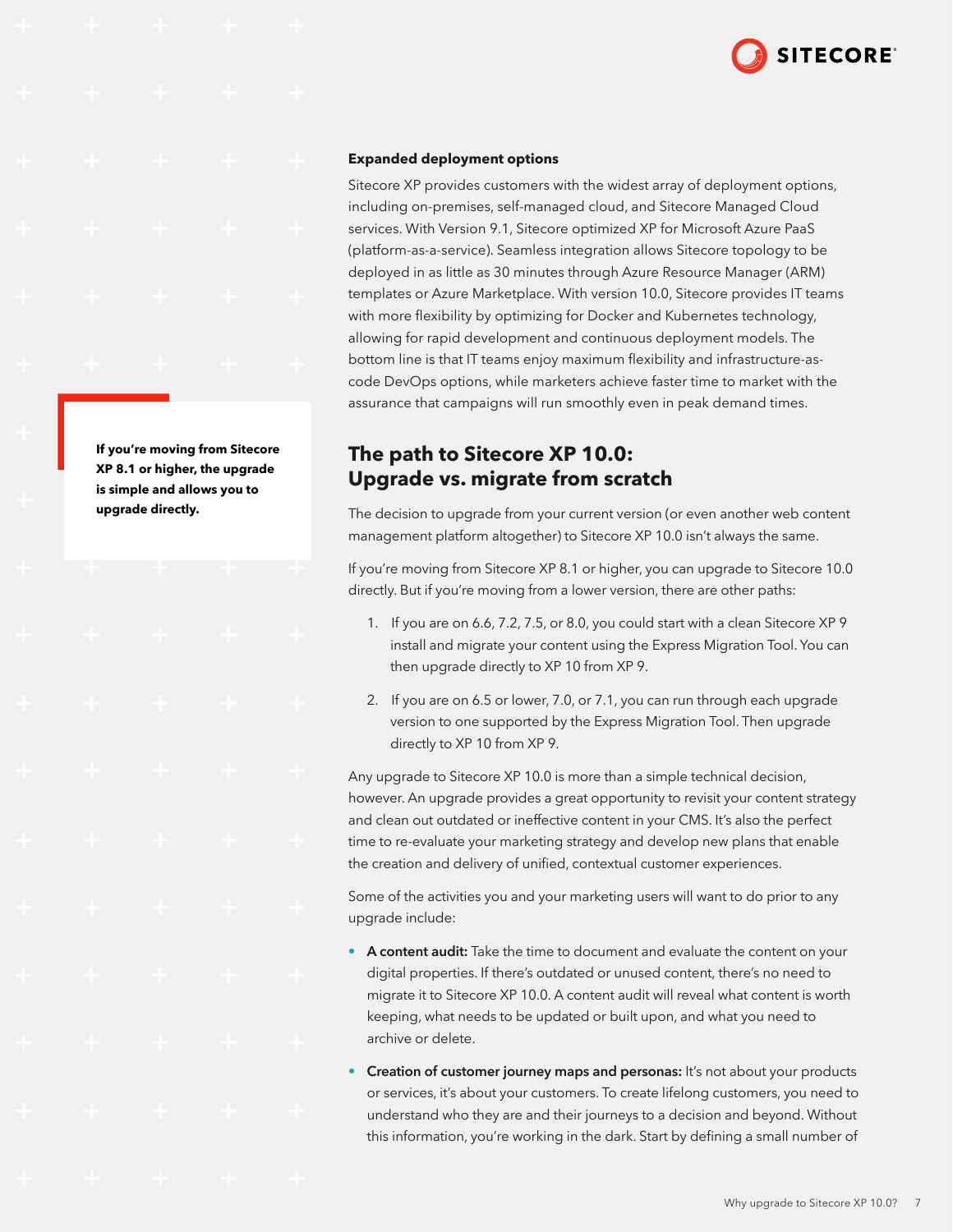**Expanded deployment options**

Sitecore XP provides customers with the widest array of deployment options, including on-premises, self-managed cloud, and Sitecore Managed Cloud services. With Version 9.1, Sitecore optimized XP for Microsoft Azure PaaS (platform-as-a-service). Seamless integration allows Sitecore topology to be deployed in as little as 30 minutes through Azure Resource Manager (ARM) templates or Azure Marketplace. With version 10.0, Sitecore provides IT teams with more flexibility by optimizing for Docker and Kubernetes technology, allowing for rapid development and continuous deployment models. The bottom line is that IT teams enjoy maximum flexibility and infrastructure-as-code DevOps options, while marketers achieve faster time to market with the assurance that campaigns will run smoothly even in peak demand times.

## The path to Sitecore XP 10.0: Upgrade vs. migrate from scratch

**If you're moving from Sitecore XP 8.1 or higher, the upgrade is simple and allows you to upgrade directly.**

The decision to upgrade from your current version (or even another web content management platform altogether) to Sitecore XP 10.0 isn't always the same.

If you're moving from Sitecore XP 8.1 or higher, you can upgrade to Sitecore 10.0 directly. But if you're moving from a lower version, there are other paths:

1. If you are on 6.6, 7.2, 7.5, or 8.0, you could start with a clean Sitecore XP 9 install and migrate your content using the Express Migration Tool. You can then upgrade directly to XP 10 from XP 9.
2. If you are on 6.5 or lower, 7.0, or 7.1, you can run through each upgrade version to one supported by the Express Migration Tool. Then upgrade directly to XP 10 from XP 9.

Any upgrade to Sitecore XP 10.0 is more than a simple technical decision, however. An upgrade provides a great opportunity to revisit your content strategy and clean out outdated or ineffective content in your CMS. It's also the perfect time to re-evaluate your marketing strategy and develop new plans that enable the creation and delivery of unified, contextual customer experiences.

Some of the activities you and your marketing users will want to do prior to any upgrade include:

- **A content audit:** Take the time to document and evaluate the content on your digital properties. If there's outdated or unused content, there's no need to migrate it to Sitecore XP 10.0. A content audit will reveal what content is worth keeping, what needs to be updated or built upon, and what you need to archive or delete.
- **Creation of customer journey maps and personas:** It's not about your products or services, it's about your customers. To create lifelong customers, you need to understand who they are and their journeys to a decision and beyond. Without this information, you're working in the dark. Start by defining a small number of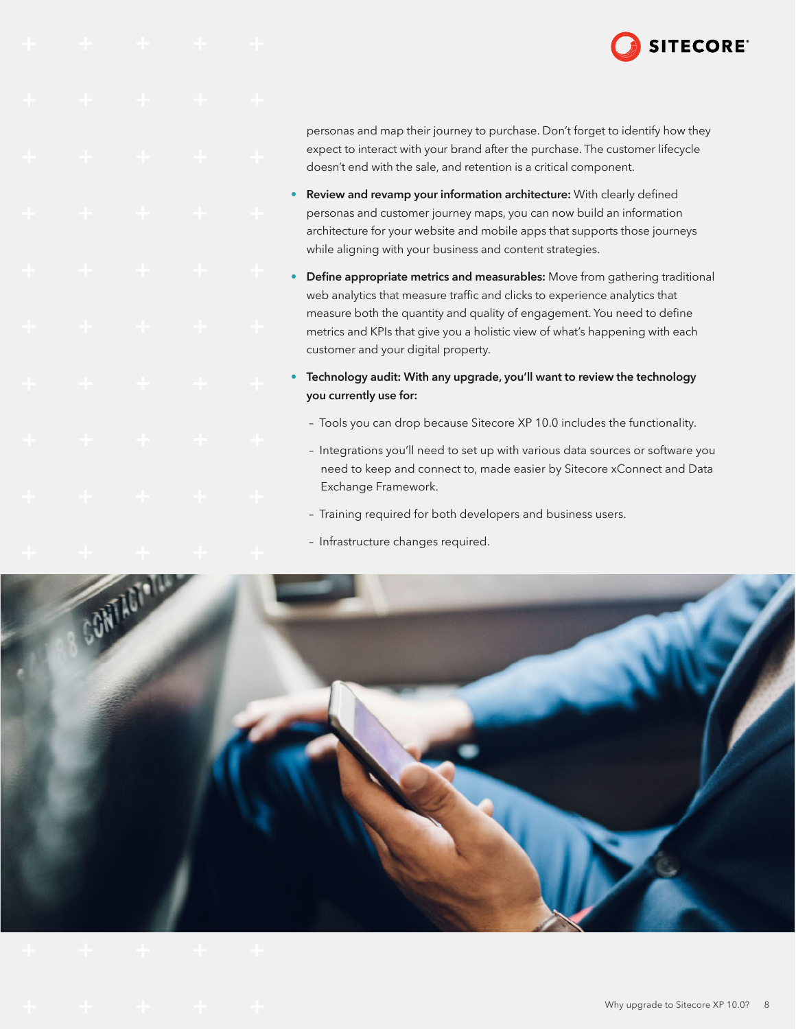personas and map their journey to purchase. Don't forget to identify how they expect to interact with your brand after the purchase. The customer lifecycle doesn't end with the sale, and retention is a critical component.

- **Review and revamp your information architecture:** With clearly defined personas and customer journey maps, you can now build an information architecture for your website and mobile apps that supports those journeys while aligning with your business and content strategies.
- **Define appropriate metrics and measurables:** Move from gathering traditional web analytics that measure traffic and clicks to experience analytics that measure both the quantity and quality of engagement. You need to define metrics and KPIs that give you a holistic view of what's happening with each customer and your digital property.
- **Technology audit: With any upgrade, you'll want to review the technology you currently use for:**
  - Tools you can drop because Sitecore XP 10.0 includes the functionality.
  - Integrations you'll need to set up with various data sources or software you need to keep and connect to, made easier by Sitecore xConnect and Data Exchange Framework.
  - Training required for both developers and business users.
  - Infrastructure changes required.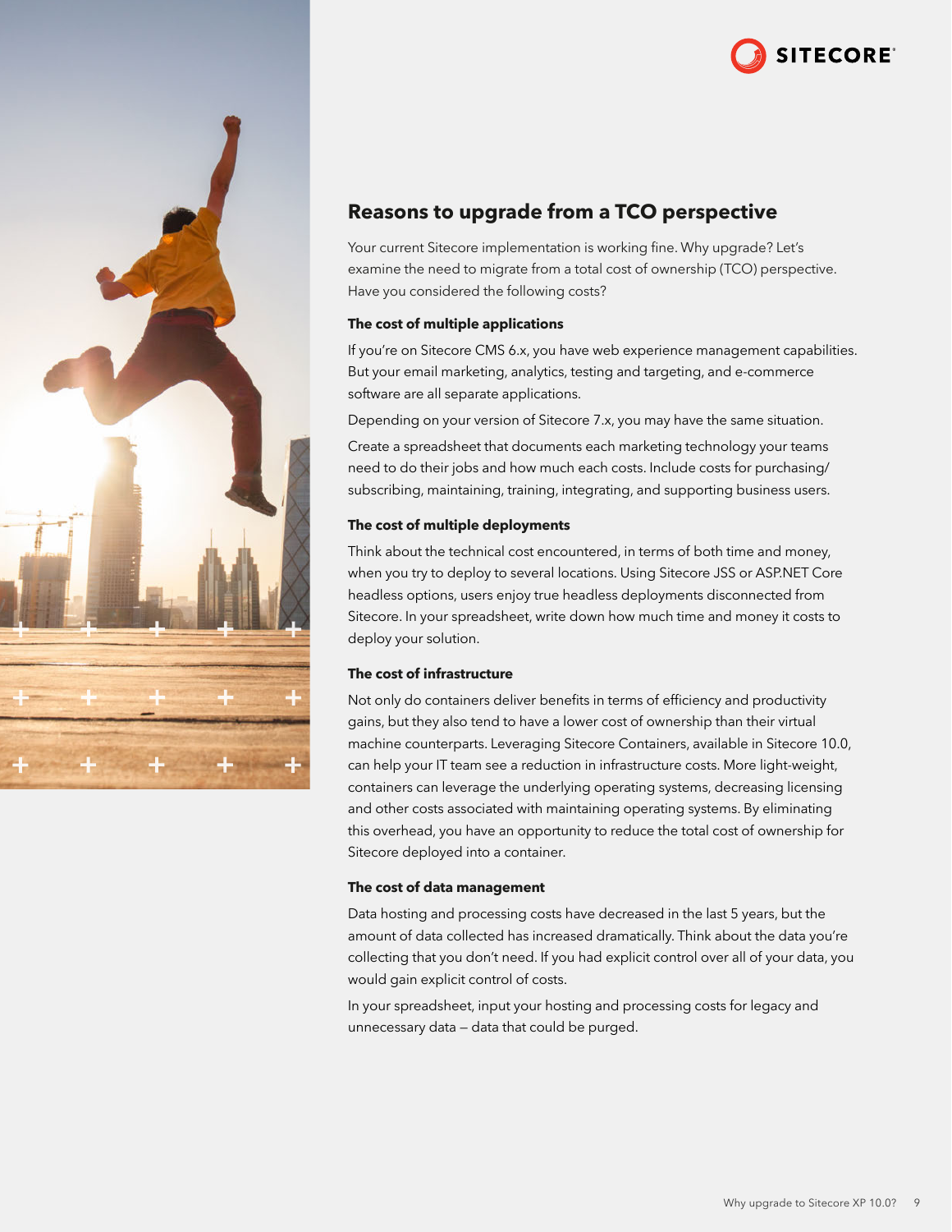## Reasons to upgrade from a TCO perspective

Your current Sitecore implementation is working fine. Why upgrade? Let's examine the need to migrate from a total cost of ownership (TCO) perspective. Have you considered the following costs?

### The cost of multiple applications

If you're on Sitecore CMS 6.x, you have web experience management capabilities. But your email marketing, analytics, testing and targeting, and e-commerce software are all separate applications.

Depending on your version of Sitecore 7.x, you may have the same situation.

Create a spreadsheet that documents each marketing technology your teams need to do their jobs and how much each costs. Include costs for purchasing/subscribing, maintaining, training, integrating, and supporting business users.

### The cost of multiple deployments

Think about the technical cost encountered, in terms of both time and money, when you try to deploy to several locations. Using Sitecore JSS or ASP.NET Core headless options, users enjoy true headless deployments disconnected from Sitecore. In your spreadsheet, write down how much time and money it costs to deploy your solution.

### The cost of infrastructure

Not only do containers deliver benefits in terms of efficiency and productivity gains, but they also tend to have a lower cost of ownership than their virtual machine counterparts. Leveraging Sitecore Containers, available in Sitecore 10.0, can help your IT team see a reduction in infrastructure costs. More light-weight, containers can leverage the underlying operating systems, decreasing licensing and other costs associated with maintaining operating systems. By eliminating this overhead, you have an opportunity to reduce the total cost of ownership for Sitecore deployed into a container.

### The cost of data management

Data hosting and processing costs have decreased in the last 5 years, but the amount of data collected has increased dramatically. Think about the data you're collecting that you don't need. If you had explicit control over all of your data, you would gain explicit control of costs.

In your spreadsheet, input your hosting and processing costs for legacy and unnecessary data — data that could be purged.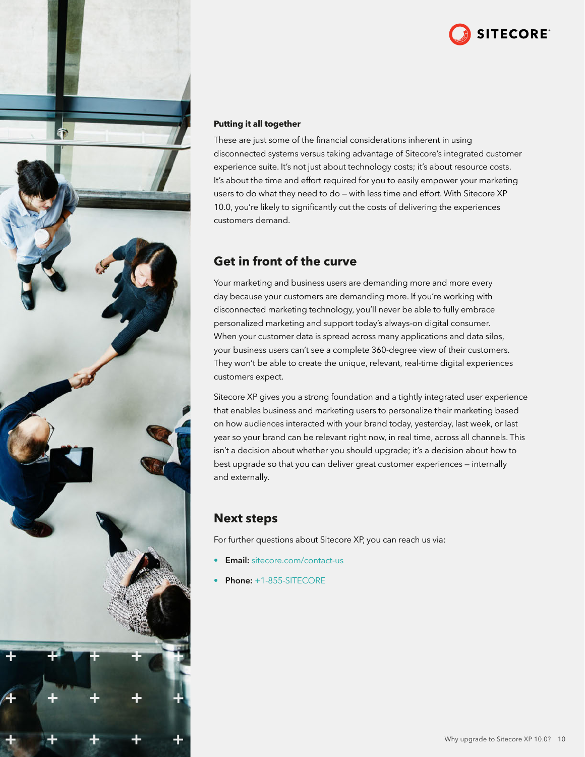**Putting it all together**

These are just some of the financial considerations inherent in using disconnected systems versus taking advantage of Sitecore's integrated customer experience suite. It's not just about technology costs; it's about resource costs. It's about the time and effort required for you to easily empower your marketing users to do what they need to do – with less time and effort. With Sitecore XP 10.0, you're likely to significantly cut the costs of delivering the experiences customers demand.

## Get in front of the curve

Your marketing and business users are demanding more and more every day because your customers are demanding more. If you're working with disconnected marketing technology, you'll never be able to fully embrace personalized marketing and support today's always-on digital consumer. When your customer data is spread across many applications and data silos, your business users can't see a complete 360-degree view of their customers. They won't be able to create the unique, relevant, real-time digital experiences customers expect.

Sitecore XP gives you a strong foundation and a tightly integrated user experience that enables business and marketing users to personalize their marketing based on how audiences interacted with your brand today, yesterday, last week, or last year so your brand can be relevant right now, in real time, across all channels. This isn't a decision about whether you should upgrade; it's a decision about how to best upgrade so that you can deliver great customer experiences – internally and externally.

## Next steps

For further questions about Sitecore XP, you can reach us via:

- **Email:** sitecore.com/contact-us
- **Phone:** +1-855-SITECORE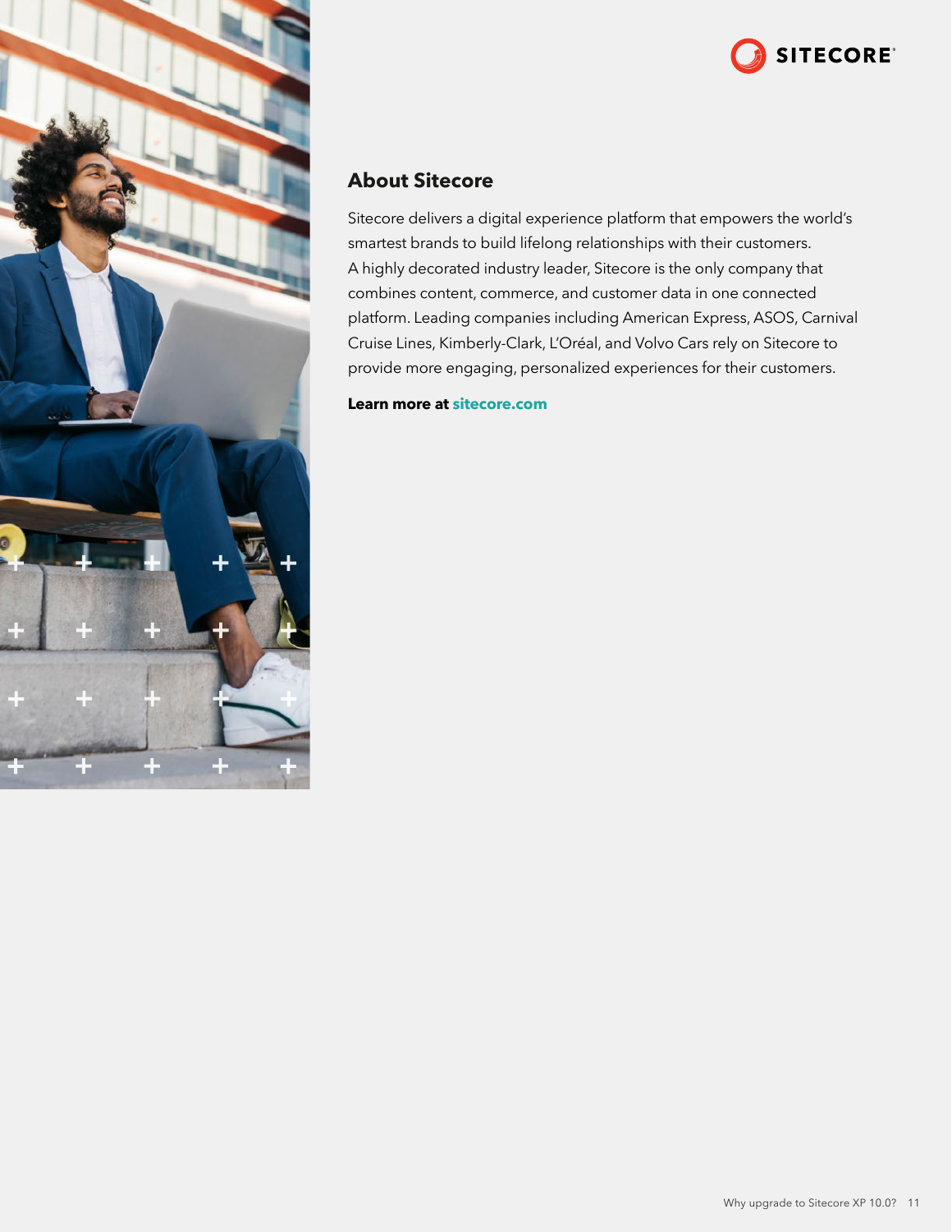SITECORE

## About Sitecore

Sitecore delivers a digital experience platform that empowers the world's smartest brands to build lifelong relationships with their customers. A highly decorated industry leader, Sitecore is the only company that combines content, commerce, and customer data in one connected platform. Leading companies including American Express, ASOS, Carnival Cruise Lines, Kimberly-Clark, L'Oréal, and Volvo Cars rely on Sitecore to provide more engaging, personalized experiences for their customers.

**Learn more at sitecore.com**